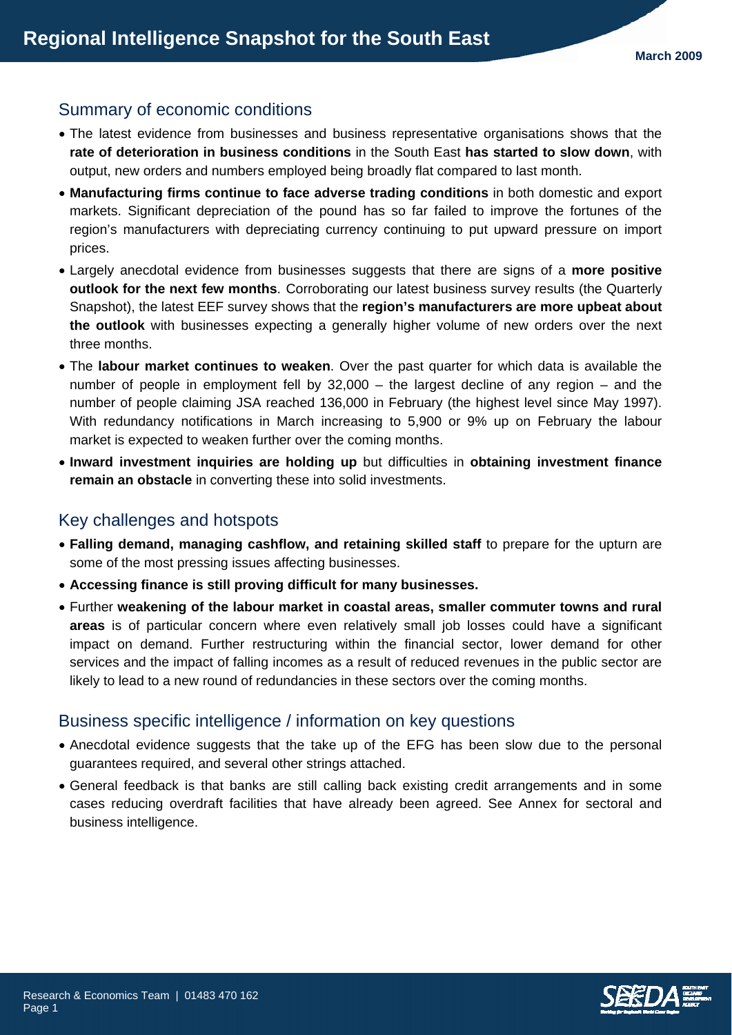# Regional Intelligence Snapshot for the South East

March 2009

## Summary of economic conditions

- The latest evidence from businesses and business representative organisations shows that the **rate of deterioration in business conditions** in the South East **has started to slow down**, with output, new orders and numbers employed being broadly flat compared to last month.
- **Manufacturing firms continue to face adverse trading conditions** in both domestic and export markets. Significant depreciation of the pound has so far failed to improve the fortunes of the region's manufacturers with depreciating currency continuing to put upward pressure on import prices.
- Largely anecdotal evidence from businesses suggests that there are signs of a **more positive outlook for the next few months**. Corroborating our latest business survey results (the Quarterly Snapshot), the latest EEF survey shows that the **region's manufacturers are more upbeat about the outlook** with businesses expecting a generally higher volume of new orders over the next three months.
- The **labour market continues to weaken**. Over the past quarter for which data is available the number of people in employment fell by 32,000 – the largest decline of any region – and the number of people claiming JSA reached 136,000 in February (the highest level since May 1997). With redundancy notifications in March increasing to 5,900 or 9% up on February the labour market is expected to weaken further over the coming months.
- **Inward investment inquiries are holding up** but difficulties in **obtaining investment finance remain an obstacle** in converting these into solid investments.

## Key challenges and hotspots

- **Falling demand, managing cashflow, and retaining skilled staff** to prepare for the upturn are some of the most pressing issues affecting businesses.
- **Accessing finance is still proving difficult for many businesses.**
- Further **weakening of the labour market in coastal areas, smaller commuter towns and rural areas** is of particular concern where even relatively small job losses could have a significant impact on demand. Further restructuring within the financial sector, lower demand for other services and the impact of falling incomes as a result of reduced revenues in the public sector are likely to lead to a new round of redundancies in these sectors over the coming months.

## Business specific intelligence / information on key questions

- Anecdotal evidence suggests that the take up of the EFG has been slow due to the personal guarantees required, and several other strings attached.
- General feedback is that banks are still calling back existing credit arrangements and in some cases reducing overdraft facilities that have already been agreed. See Annex for sectoral and business intelligence.

Research & Economics Team | 01483 470 162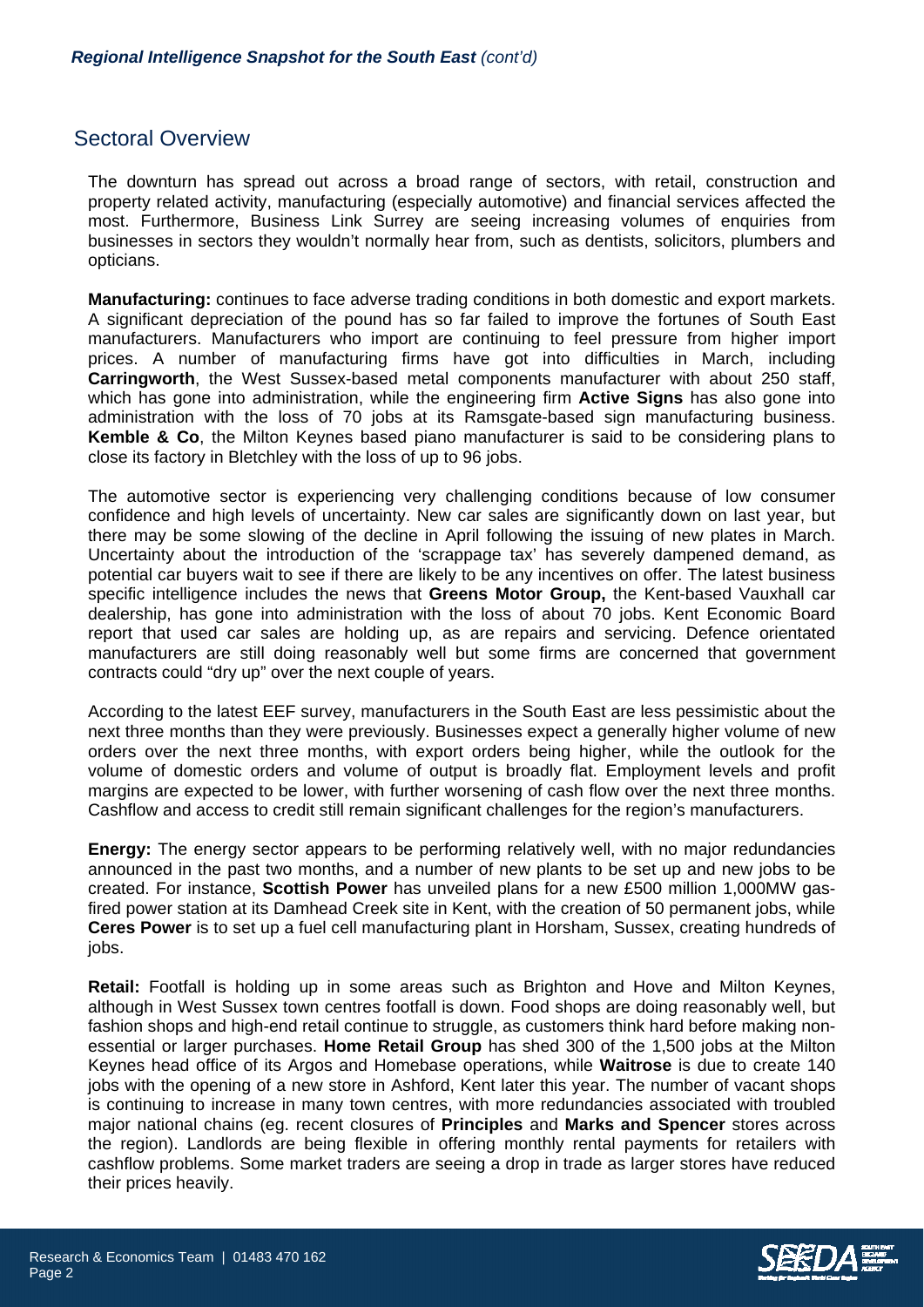## Sectoral Overview

The downturn has spread out across a broad range of sectors, with retail, construction and property related activity, manufacturing (especially automotive) and financial services affected the most. Furthermore, Business Link Surrey are seeing increasing volumes of enquiries from businesses in sectors they wouldn't normally hear from, such as dentists, solicitors, plumbers and opticians.

**Manufacturing:** continues to face adverse trading conditions in both domestic and export markets. A significant depreciation of the pound has so far failed to improve the fortunes of South East manufacturers. Manufacturers who import are continuing to feel pressure from higher import prices. A number of manufacturing firms have got into difficulties in March, including **Carringworth**, the West Sussex-based metal components manufacturer with about 250 staff, which has gone into administration, while the engineering firm **Active Signs** has also gone into administration with the loss of 70 jobs at its Ramsgate-based sign manufacturing business. **Kemble & Co**, the Milton Keynes based piano manufacturer is said to be considering plans to close its factory in Bletchley with the loss of up to 96 jobs.

The automotive sector is experiencing very challenging conditions because of low consumer confidence and high levels of uncertainty. New car sales are significantly down on last year, but there may be some slowing of the decline in April following the issuing of new plates in March. Uncertainty about the introduction of the 'scrappage tax' has severely dampened demand, as potential car buyers wait to see if there are likely to be any incentives on offer. The latest business specific intelligence includes the news that **Greens Motor Group,** the Kent-based Vauxhall car dealership, has gone into administration with the loss of about 70 jobs. Kent Economic Board report that used car sales are holding up, as are repairs and servicing. Defence orientated manufacturers are still doing reasonably well but some firms are concerned that government contracts could "dry up" over the next couple of years.

According to the latest EEF survey, manufacturers in the South East are less pessimistic about the next three months than they were previously. Businesses expect a generally higher volume of new orders over the next three months, with export orders being higher, while the outlook for the volume of domestic orders and volume of output is broadly flat. Employment levels and profit margins are expected to be lower, with further worsening of cash flow over the next three months. Cashflow and access to credit still remain significant challenges for the region's manufacturers.

**Energy:** The energy sector appears to be performing relatively well, with no major redundancies announced in the past two months, and a number of new plants to be set up and new jobs to be created. For instance, **Scottish Power** has unveiled plans for a new £500 million 1,000MW gas-fired power station at its Damhead Creek site in Kent, with the creation of 50 permanent jobs, while **Ceres Power** is to set up a fuel cell manufacturing plant in Horsham, Sussex, creating hundreds of jobs.

**Retail:** Footfall is holding up in some areas such as Brighton and Hove and Milton Keynes, although in West Sussex town centres footfall is down. Food shops are doing reasonably well, but fashion shops and high-end retail continue to struggle, as customers think hard before making non-essential or larger purchases. **Home Retail Group** has shed 300 of the 1,500 jobs at the Milton Keynes head office of its Argos and Homebase operations, while **Waitrose** is due to create 140 jobs with the opening of a new store in Ashford, Kent later this year. The number of vacant shops is continuing to increase in many town centres, with more redundancies associated with troubled major national chains (eg. recent closures of **Principles** and **Marks and Spencer** stores across the region). Landlords are being flexible in offering monthly rental payments for retailers with cashflow problems. Some market traders are seeing a drop in trade as larger stores have reduced their prices heavily.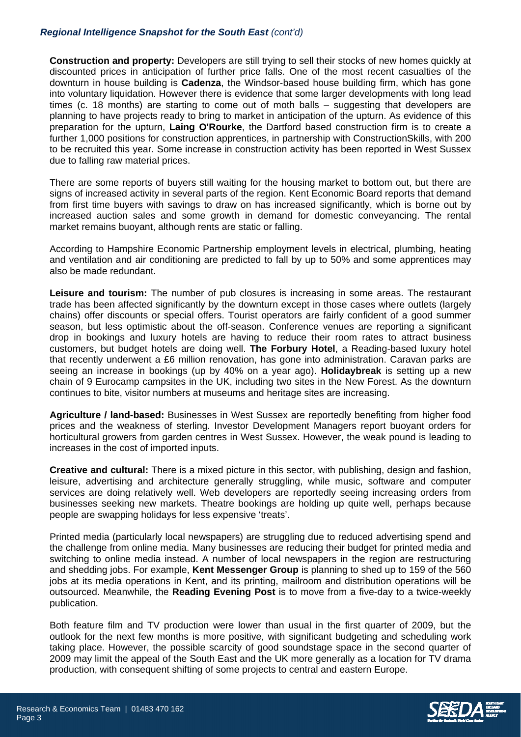**Construction and property:** Developers are still trying to sell their stocks of new homes quickly at discounted prices in anticipation of further price falls. One of the most recent casualties of the downturn in house building is **Cadenza**, the Windsor-based house building firm, which has gone into voluntary liquidation. However there is evidence that some larger developments with long lead times (c. 18 months) are starting to come out of moth balls – suggesting that developers are planning to have projects ready to bring to market in anticipation of the upturn. As evidence of this preparation for the upturn, **Laing O'Rourke**, the Dartford based construction firm is to create a further 1,000 positions for construction apprentices, in partnership with ConstructionSkills, with 200 to be recruited this year. Some increase in construction activity has been reported in West Sussex due to falling raw material prices.

There are some reports of buyers still waiting for the housing market to bottom out, but there are signs of increased activity in several parts of the region. Kent Economic Board reports that demand from first time buyers with savings to draw on has increased significantly, which is borne out by increased auction sales and some growth in demand for domestic conveyancing. The rental market remains buoyant, although rents are static or falling.

According to Hampshire Economic Partnership employment levels in electrical, plumbing, heating and ventilation and air conditioning are predicted to fall by up to 50% and some apprentices may also be made redundant.

**Leisure and tourism:** The number of pub closures is increasing in some areas. The restaurant trade has been affected significantly by the downturn except in those cases where outlets (largely chains) offer discounts or special offers. Tourist operators are fairly confident of a good summer season, but less optimistic about the off-season. Conference venues are reporting a significant drop in bookings and luxury hotels are having to reduce their room rates to attract business customers, but budget hotels are doing well. **The Forbury Hotel**, a Reading-based luxury hotel that recently underwent a £6 million renovation, has gone into administration. Caravan parks are seeing an increase in bookings (up by 40% on a year ago). **Holidaybreak** is setting up a new chain of 9 Eurocamp campsites in the UK, including two sites in the New Forest. As the downturn continues to bite, visitor numbers at museums and heritage sites are increasing.

**Agriculture / land-based:** Businesses in West Sussex are reportedly benefiting from higher food prices and the weakness of sterling. Investor Development Managers report buoyant orders for horticultural growers from garden centres in West Sussex. However, the weak pound is leading to increases in the cost of imported inputs.

**Creative and cultural:** There is a mixed picture in this sector, with publishing, design and fashion, leisure, advertising and architecture generally struggling, while music, software and computer services are doing relatively well. Web developers are reportedly seeing increasing orders from businesses seeking new markets. Theatre bookings are holding up quite well, perhaps because people are swapping holidays for less expensive 'treats'.

Printed media (particularly local newspapers) are struggling due to reduced advertising spend and the challenge from online media. Many businesses are reducing their budget for printed media and switching to online media instead. A number of local newspapers in the region are restructuring and shedding jobs. For example, **Kent Messenger Group** is planning to shed up to 159 of the 560 jobs at its media operations in Kent, and its printing, mailroom and distribution operations will be outsourced. Meanwhile, the **Reading Evening Post** is to move from a five-day to a twice-weekly publication.

Both feature film and TV production were lower than usual in the first quarter of 2009, but the outlook for the next few months is more positive, with significant budgeting and scheduling work taking place. However, the possible scarcity of good soundstage space in the second quarter of 2009 may limit the appeal of the South East and the UK more generally as a location for TV drama production, with consequent shifting of some projects to central and eastern Europe.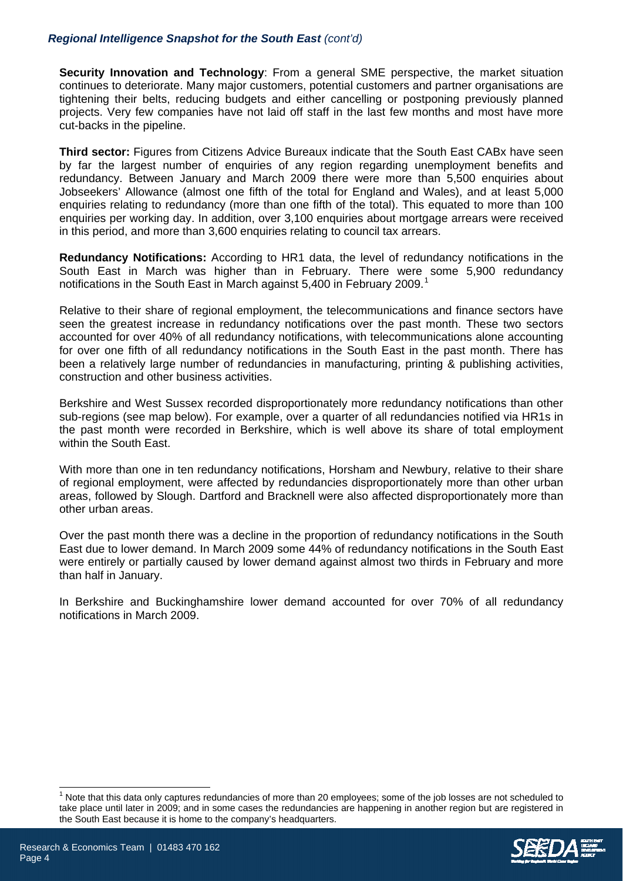**Security Innovation and Technology**: From a general SME perspective, the market situation continues to deteriorate. Many major customers, potential customers and partner organisations are tightening their belts, reducing budgets and either cancelling or postponing previously planned projects. Very few companies have not laid off staff in the last few months and most have more cut-backs in the pipeline.

**Third sector:** Figures from Citizens Advice Bureaux indicate that the South East CABx have seen by far the largest number of enquiries of any region regarding unemployment benefits and redundancy. Between January and March 2009 there were more than 5,500 enquiries about Jobseekers' Allowance (almost one fifth of the total for England and Wales), and at least 5,000 enquiries relating to redundancy (more than one fifth of the total). This equated to more than 100 enquiries per working day. In addition, over 3,100 enquiries about mortgage arrears were received in this period, and more than 3,600 enquiries relating to council tax arrears.

**Redundancy Notifications:** According to HR1 data, the level of redundancy notifications in the South East in March was higher than in February. There were some 5,900 redundancy notifications in the South East in March against 5,400 in February 2009.[1]

Relative to their share of regional employment, the telecommunications and finance sectors have seen the greatest increase in redundancy notifications over the past month. These two sectors accounted for over 40% of all redundancy notifications, with telecommunications alone accounting for over one fifth of all redundancy notifications in the South East in the past month. There has been a relatively large number of redundancies in manufacturing, printing & publishing activities, construction and other business activities.

Berkshire and West Sussex recorded disproportionately more redundancy notifications than other sub-regions (see map below). For example, over a quarter of all redundancies notified via HR1s in the past month were recorded in Berkshire, which is well above its share of total employment within the South East.

With more than one in ten redundancy notifications, Horsham and Newbury, relative to their share of regional employment, were affected by redundancies disproportionately more than other urban areas, followed by Slough. Dartford and Bracknell were also affected disproportionately more than other urban areas.

Over the past month there was a decline in the proportion of redundancy notifications in the South East due to lower demand. In March 2009 some 44% of redundancy notifications in the South East were entirely or partially caused by lower demand against almost two thirds in February and more than half in January.

In Berkshire and Buckinghamshire lower demand accounted for over 70% of all redundancy notifications in March 2009.

[1] Note that this data only captures redundancies of more than 20 employees; some of the job losses are not scheduled to take place until later in 2009; and in some cases the redundancies are happening in another region but are registered in the South East because it is home to the company's headquarters.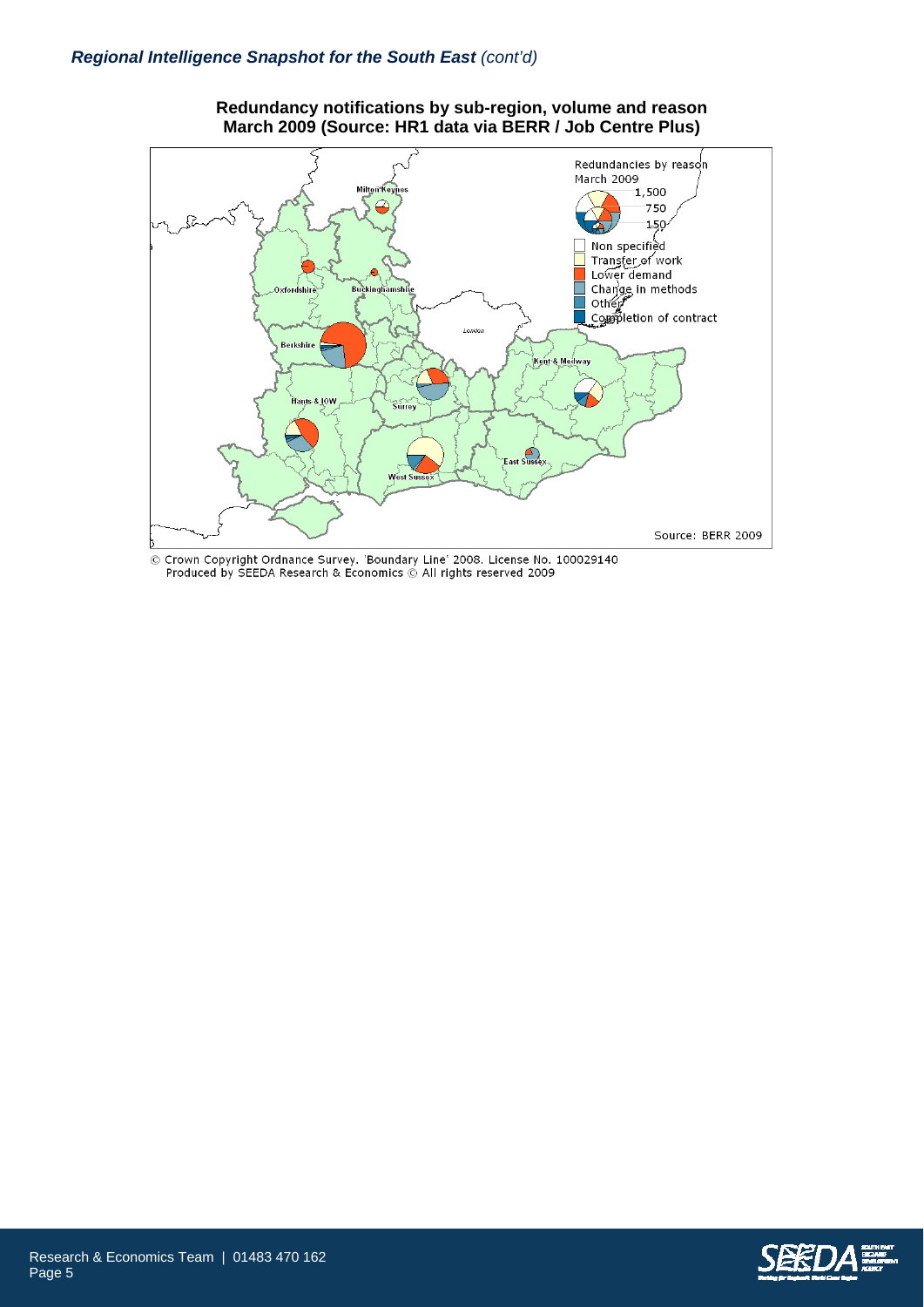## *Regional Intelligence Snapshot for the South East (cont'd)*

**Redundancy notifications by sub-region, volume and reason March 2009 (Source: HR1 data via BERR / Job Centre Plus)**

Redundancies by reason
March 2009
1,500
750
150

Non specified
Transfer of work
Lower demand
Change in methods
Other
Completion of contract

Milton Keynes
Oxfordshire
Buckinghamshire
London
Berkshire
Kent & Medway
Surrey
Hants & IOW
West Sussex
East Sussex

Source: BERR 2009

© Crown Copyright Ordnance Survey. 'Boundary Line' 2008. License No. 100029140
Produced by SEEDA Research & Economics © All rights reserved 2009

Research & Economics Team | 01483 470 162